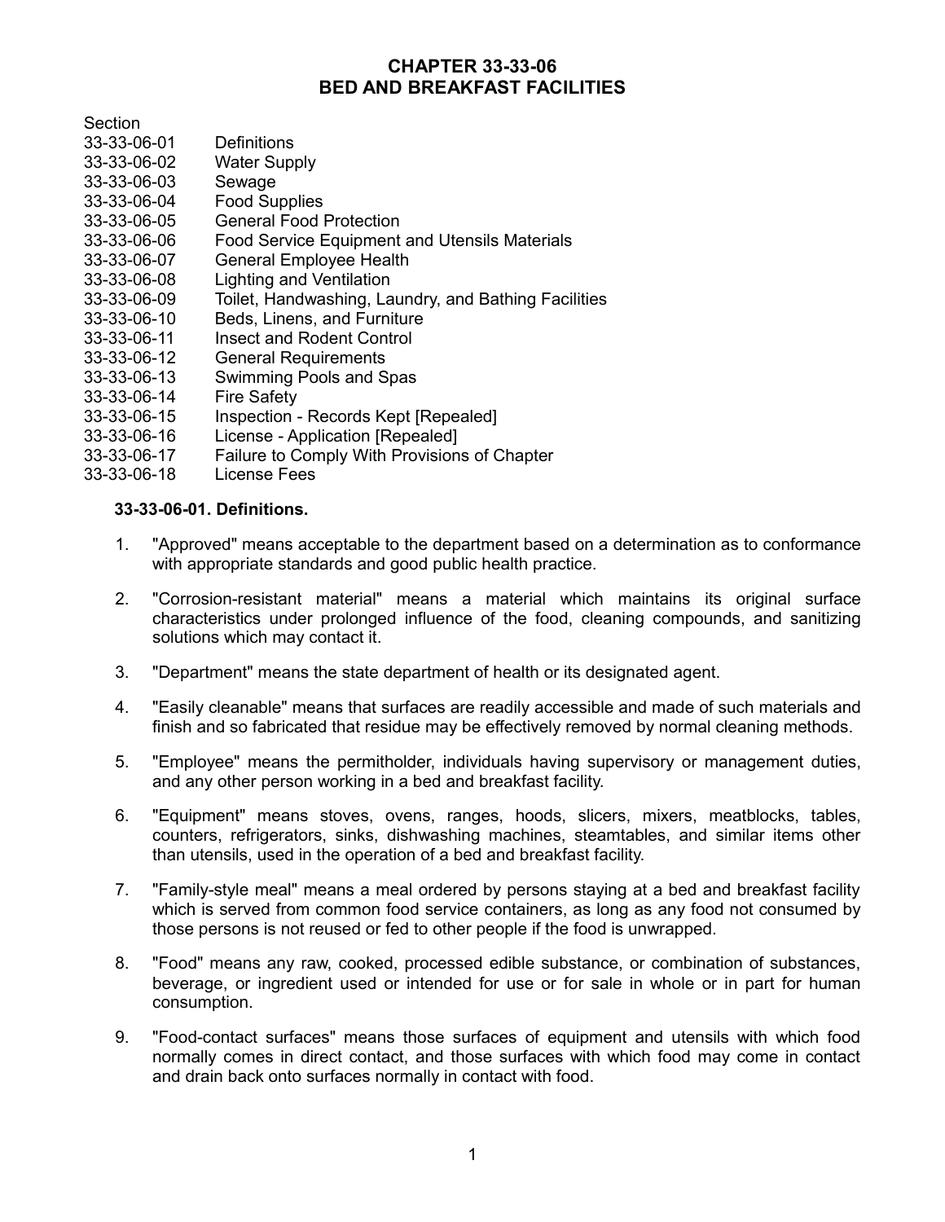# CHAPTER 33-33-06
# BED AND BREAKFAST FACILITIES

| Section | |
|---|---|
| 33-33-06-01 | Definitions |
| 33-33-06-02 | Water Supply |
| 33-33-06-03 | Sewage |
| 33-33-06-04 | Food Supplies |
| 33-33-06-05 | General Food Protection |
| 33-33-06-06 | Food Service Equipment and Utensils Materials |
| 33-33-06-07 | General Employee Health |
| 33-33-06-08 | Lighting and Ventilation |
| 33-33-06-09 | Toilet, Handwashing, Laundry, and Bathing Facilities |
| 33-33-06-10 | Beds, Linens, and Furniture |
| 33-33-06-11 | Insect and Rodent Control |
| 33-33-06-12 | General Requirements |
| 33-33-06-13 | Swimming Pools and Spas |
| 33-33-06-14 | Fire Safety |
| 33-33-06-15 | Inspection - Records Kept [Repealed] |
| 33-33-06-16 | License - Application [Repealed] |
| 33-33-06-17 | Failure to Comply With Provisions of Chapter |
| 33-33-06-18 | License Fees |

**33-33-06-01. Definitions.**

1. "Approved" means acceptable to the department based on a determination as to conformance with appropriate standards and good public health practice.

2. "Corrosion-resistant material" means a material which maintains its original surface characteristics under prolonged influence of the food, cleaning compounds, and sanitizing solutions which may contact it.

3. "Department" means the state department of health or its designated agent.

4. "Easily cleanable" means that surfaces are readily accessible and made of such materials and finish and so fabricated that residue may be effectively removed by normal cleaning methods.

5. "Employee" means the permitholder, individuals having supervisory or management duties, and any other person working in a bed and breakfast facility.

6. "Equipment" means stoves, ovens, ranges, hoods, slicers, mixers, meatblocks, tables, counters, refrigerators, sinks, dishwashing machines, steamtables, and similar items other than utensils, used in the operation of a bed and breakfast facility.

7. "Family-style meal" means a meal ordered by persons staying at a bed and breakfast facility which is served from common food service containers, as long as any food not consumed by those persons is not reused or fed to other people if the food is unwrapped.

8. "Food" means any raw, cooked, processed edible substance, or combination of substances, beverage, or ingredient used or intended for use or for sale in whole or in part for human consumption.

9. "Food-contact surfaces" means those surfaces of equipment and utensils with which food normally comes in direct contact, and those surfaces with which food may come in contact and drain back onto surfaces normally in contact with food.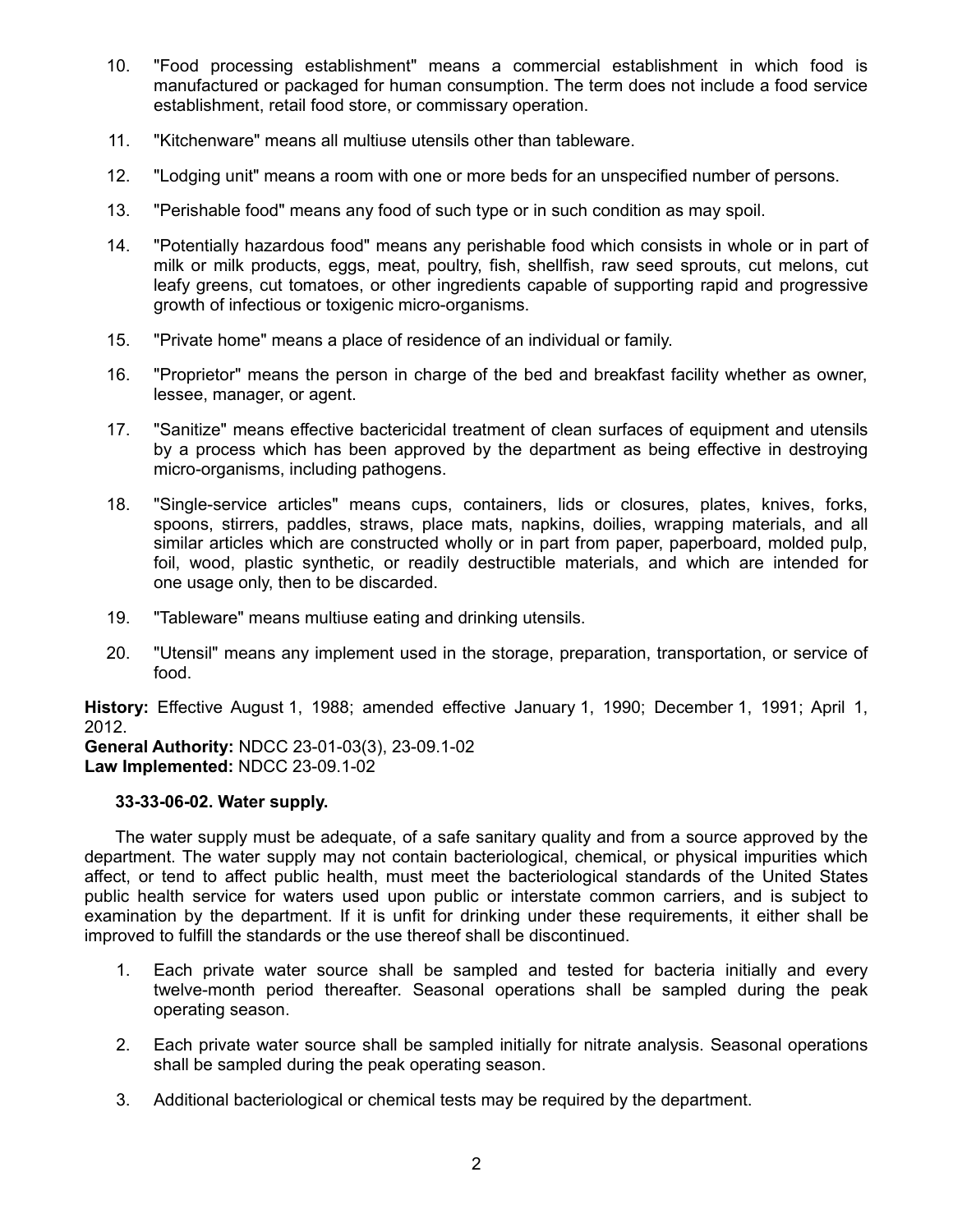10. "Food processing establishment" means a commercial establishment in which food is manufactured or packaged for human consumption. The term does not include a food service establishment, retail food store, or commissary operation.

11. "Kitchenware" means all multiuse utensils other than tableware.

12. "Lodging unit" means a room with one or more beds for an unspecified number of persons.

13. "Perishable food" means any food of such type or in such condition as may spoil.

14. "Potentially hazardous food" means any perishable food which consists in whole or in part of milk or milk products, eggs, meat, poultry, fish, shellfish, raw seed sprouts, cut melons, cut leafy greens, cut tomatoes, or other ingredients capable of supporting rapid and progressive growth of infectious or toxigenic micro-organisms.

15. "Private home" means a place of residence of an individual or family.

16. "Proprietor" means the person in charge of the bed and breakfast facility whether as owner, lessee, manager, or agent.

17. "Sanitize" means effective bactericidal treatment of clean surfaces of equipment and utensils by a process which has been approved by the department as being effective in destroying micro-organisms, including pathogens.

18. "Single-service articles" means cups, containers, lids or closures, plates, knives, forks, spoons, stirrers, paddles, straws, place mats, napkins, doilies, wrapping materials, and all similar articles which are constructed wholly or in part from paper, paperboard, molded pulp, foil, wood, plastic synthetic, or readily destructible materials, and which are intended for one usage only, then to be discarded.

19. "Tableware" means multiuse eating and drinking utensils.

20. "Utensil" means any implement used in the storage, preparation, transportation, or service of food.

**History:** Effective August 1, 1988; amended effective January 1, 1990; December 1, 1991; April 1, 2012.
**General Authority:** NDCC 23-01-03(3), 23-09.1-02
**Law Implemented:** NDCC 23-09.1-02

**33-33-06-02. Water supply.**

The water supply must be adequate, of a safe sanitary quality and from a source approved by the department. The water supply may not contain bacteriological, chemical, or physical impurities which affect, or tend to affect public health, must meet the bacteriological standards of the United States public health service for waters used upon public or interstate common carriers, and is subject to examination by the department. If it is unfit for drinking under these requirements, it either shall be improved to fulfill the standards or the use thereof shall be discontinued.

1. Each private water source shall be sampled and tested for bacteria initially and every twelve-month period thereafter. Seasonal operations shall be sampled during the peak operating season.

2. Each private water source shall be sampled initially for nitrate analysis. Seasonal operations shall be sampled during the peak operating season.

3. Additional bacteriological or chemical tests may be required by the department.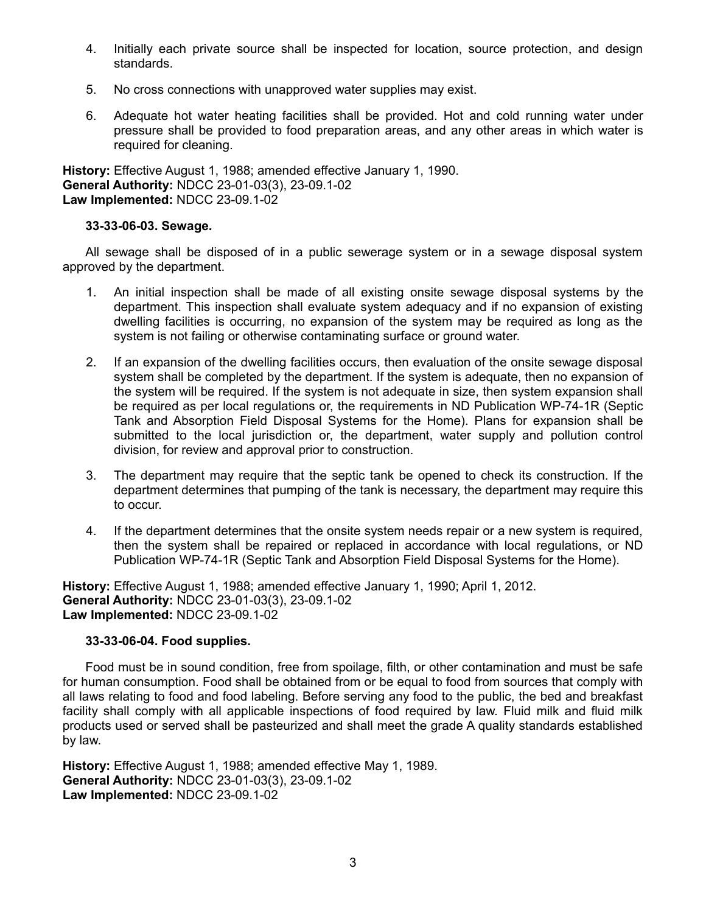4. Initially each private source shall be inspected for location, source protection, and design standards.

5. No cross connections with unapproved water supplies may exist.

6. Adequate hot water heating facilities shall be provided. Hot and cold running water under pressure shall be provided to food preparation areas, and any other areas in which water is required for cleaning.

**History:** Effective August 1, 1988; amended effective January 1, 1990.
**General Authority:** NDCC 23-01-03(3), 23-09.1-02
**Law Implemented:** NDCC 23-09.1-02

**33-33-06-03. Sewage.**

All sewage shall be disposed of in a public sewerage system or in a sewage disposal system approved by the department.

1. An initial inspection shall be made of all existing onsite sewage disposal systems by the department. This inspection shall evaluate system adequacy and if no expansion of existing dwelling facilities is occurring, no expansion of the system may be required as long as the system is not failing or otherwise contaminating surface or ground water.

2. If an expansion of the dwelling facilities occurs, then evaluation of the onsite sewage disposal system shall be completed by the department. If the system is adequate, then no expansion of the system will be required. If the system is not adequate in size, then system expansion shall be required as per local regulations or, the requirements in ND Publication WP-74-1R (Septic Tank and Absorption Field Disposal Systems for the Home). Plans for expansion shall be submitted to the local jurisdiction or, the department, water supply and pollution control division, for review and approval prior to construction.

3. The department may require that the septic tank be opened to check its construction. If the department determines that pumping of the tank is necessary, the department may require this to occur.

4. If the department determines that the onsite system needs repair or a new system is required, then the system shall be repaired or replaced in accordance with local regulations, or ND Publication WP-74-1R (Septic Tank and Absorption Field Disposal Systems for the Home).

**History:** Effective August 1, 1988; amended effective January 1, 1990; April 1, 2012.
**General Authority:** NDCC 23-01-03(3), 23-09.1-02
**Law Implemented:** NDCC 23-09.1-02

**33-33-06-04. Food supplies.**

Food must be in sound condition, free from spoilage, filth, or other contamination and must be safe for human consumption. Food shall be obtained from or be equal to food from sources that comply with all laws relating to food and food labeling. Before serving any food to the public, the bed and breakfast facility shall comply with all applicable inspections of food required by law. Fluid milk and fluid milk products used or served shall be pasteurized and shall meet the grade A quality standards established by law.

**History:** Effective August 1, 1988; amended effective May 1, 1989.
**General Authority:** NDCC 23-01-03(3), 23-09.1-02
**Law Implemented:** NDCC 23-09.1-02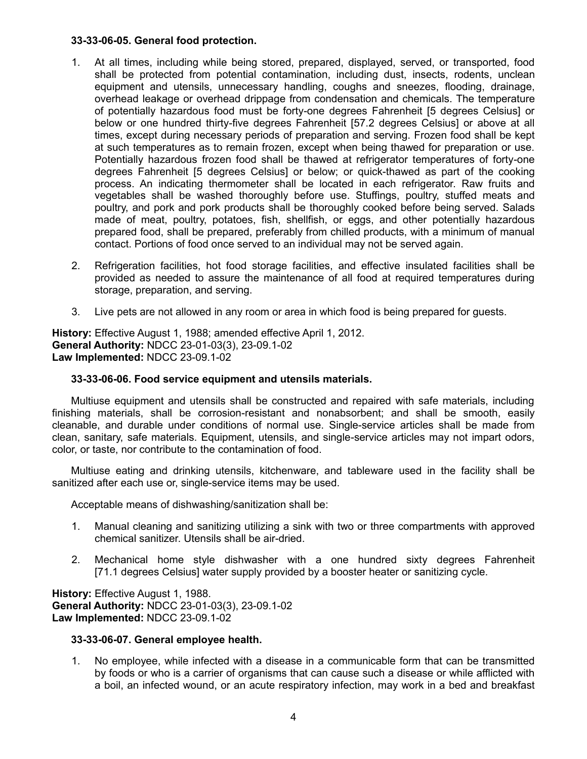**33-33-06-05. General food protection.**

1. At all times, including while being stored, prepared, displayed, served, or transported, food shall be protected from potential contamination, including dust, insects, rodents, unclean equipment and utensils, unnecessary handling, coughs and sneezes, flooding, drainage, overhead leakage or overhead drippage from condensation and chemicals. The temperature of potentially hazardous food must be forty-one degrees Fahrenheit [5 degrees Celsius] or below or one hundred thirty-five degrees Fahrenheit [57.2 degrees Celsius] or above at all times, except during necessary periods of preparation and serving. Frozen food shall be kept at such temperatures as to remain frozen, except when being thawed for preparation or use. Potentially hazardous frozen food shall be thawed at refrigerator temperatures of forty-one degrees Fahrenheit [5 degrees Celsius] or below; or quick-thawed as part of the cooking process. An indicating thermometer shall be located in each refrigerator. Raw fruits and vegetables shall be washed thoroughly before use. Stuffings, poultry, stuffed meats and poultry, and pork and pork products shall be thoroughly cooked before being served. Salads made of meat, poultry, potatoes, fish, shellfish, or eggs, and other potentially hazardous prepared food, shall be prepared, preferably from chilled products, with a minimum of manual contact. Portions of food once served to an individual may not be served again.

2. Refrigeration facilities, hot food storage facilities, and effective insulated facilities shall be provided as needed to assure the maintenance of all food at required temperatures during storage, preparation, and serving.

3. Live pets are not allowed in any room or area in which food is being prepared for guests.

**History:** Effective August 1, 1988; amended effective April 1, 2012.
**General Authority:** NDCC 23-01-03(3), 23-09.1-02
**Law Implemented:** NDCC 23-09.1-02

**33-33-06-06. Food service equipment and utensils materials.**

Multiuse equipment and utensils shall be constructed and repaired with safe materials, including finishing materials, shall be corrosion-resistant and nonabsorbent; and shall be smooth, easily cleanable, and durable under conditions of normal use. Single-service articles shall be made from clean, sanitary, safe materials. Equipment, utensils, and single-service articles may not impart odors, color, or taste, nor contribute to the contamination of food.

Multiuse eating and drinking utensils, kitchenware, and tableware used in the facility shall be sanitized after each use or, single-service items may be used.

Acceptable means of dishwashing/sanitization shall be:

1. Manual cleaning and sanitizing utilizing a sink with two or three compartments with approved chemical sanitizer. Utensils shall be air-dried.

2. Mechanical home style dishwasher with a one hundred sixty degrees Fahrenheit [71.1 degrees Celsius] water supply provided by a booster heater or sanitizing cycle.

**History:** Effective August 1, 1988.
**General Authority:** NDCC 23-01-03(3), 23-09.1-02
**Law Implemented:** NDCC 23-09.1-02

**33-33-06-07. General employee health.**

1. No employee, while infected with a disease in a communicable form that can be transmitted by foods or who is a carrier of organisms that can cause such a disease or while afflicted with a boil, an infected wound, or an acute respiratory infection, may work in a bed and breakfast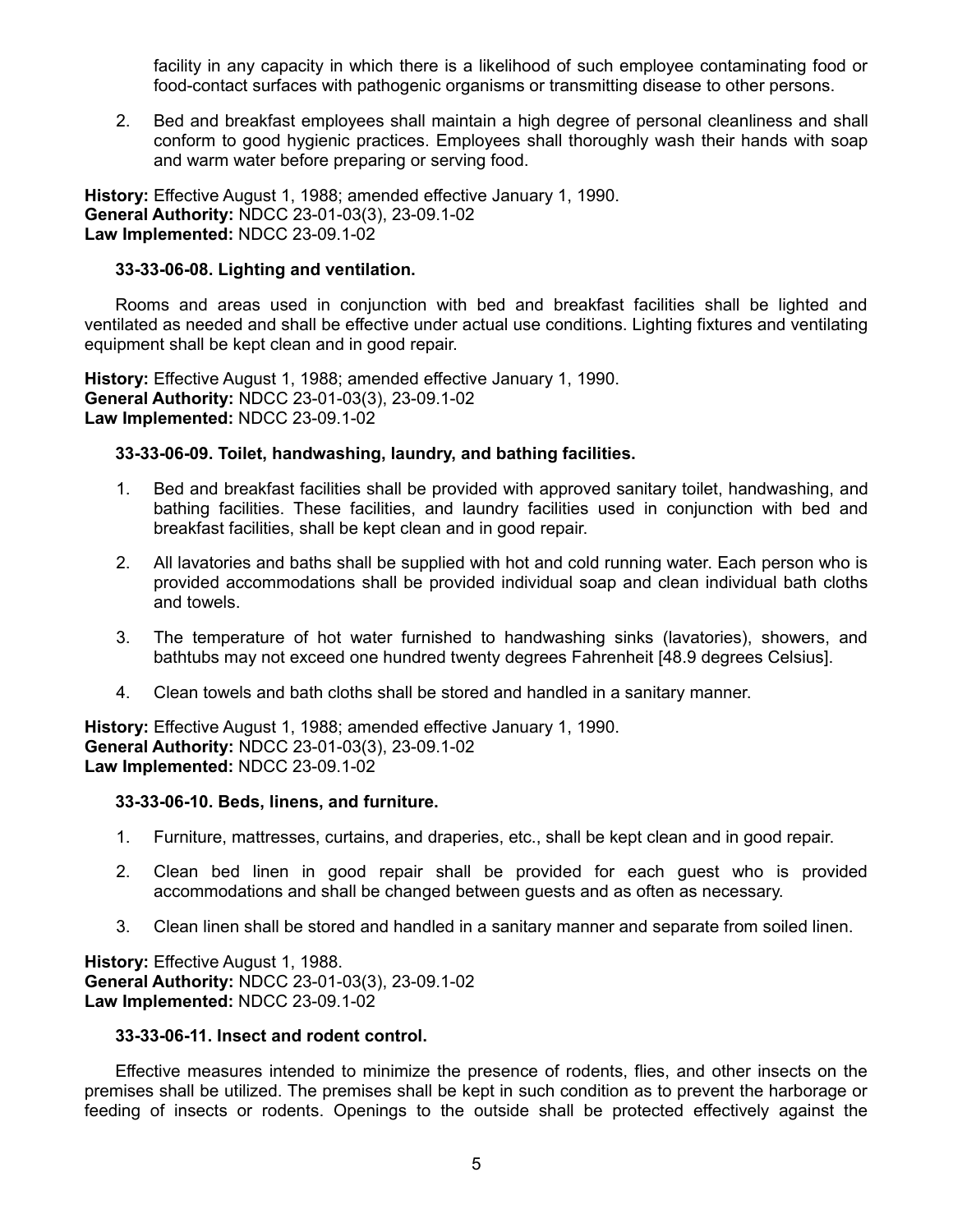facility in any capacity in which there is a likelihood of such employee contaminating food or food-contact surfaces with pathogenic organisms or transmitting disease to other persons.

2. Bed and breakfast employees shall maintain a high degree of personal cleanliness and shall conform to good hygienic practices. Employees shall thoroughly wash their hands with soap and warm water before preparing or serving food.

**History:** Effective August 1, 1988; amended effective January 1, 1990.
**General Authority:** NDCC 23-01-03(3), 23-09.1-02
**Law Implemented:** NDCC 23-09.1-02

**33-33-06-08. Lighting and ventilation.**

Rooms and areas used in conjunction with bed and breakfast facilities shall be lighted and ventilated as needed and shall be effective under actual use conditions. Lighting fixtures and ventilating equipment shall be kept clean and in good repair.

**History:** Effective August 1, 1988; amended effective January 1, 1990.
**General Authority:** NDCC 23-01-03(3), 23-09.1-02
**Law Implemented:** NDCC 23-09.1-02

**33-33-06-09. Toilet, handwashing, laundry, and bathing facilities.**

1. Bed and breakfast facilities shall be provided with approved sanitary toilet, handwashing, and bathing facilities. These facilities, and laundry facilities used in conjunction with bed and breakfast facilities, shall be kept clean and in good repair.

2. All lavatories and baths shall be supplied with hot and cold running water. Each person who is provided accommodations shall be provided individual soap and clean individual bath cloths and towels.

3. The temperature of hot water furnished to handwashing sinks (lavatories), showers, and bathtubs may not exceed one hundred twenty degrees Fahrenheit [48.9 degrees Celsius].

4. Clean towels and bath cloths shall be stored and handled in a sanitary manner.

**History:** Effective August 1, 1988; amended effective January 1, 1990.
**General Authority:** NDCC 23-01-03(3), 23-09.1-02
**Law Implemented:** NDCC 23-09.1-02

**33-33-06-10. Beds, linens, and furniture.**

1. Furniture, mattresses, curtains, and draperies, etc., shall be kept clean and in good repair.

2. Clean bed linen in good repair shall be provided for each guest who is provided accommodations and shall be changed between guests and as often as necessary.

3. Clean linen shall be stored and handled in a sanitary manner and separate from soiled linen.

**History:** Effective August 1, 1988.
**General Authority:** NDCC 23-01-03(3), 23-09.1-02
**Law Implemented:** NDCC 23-09.1-02

**33-33-06-11. Insect and rodent control.**

Effective measures intended to minimize the presence of rodents, flies, and other insects on the premises shall be utilized. The premises shall be kept in such condition as to prevent the harborage or feeding of insects or rodents. Openings to the outside shall be protected effectively against the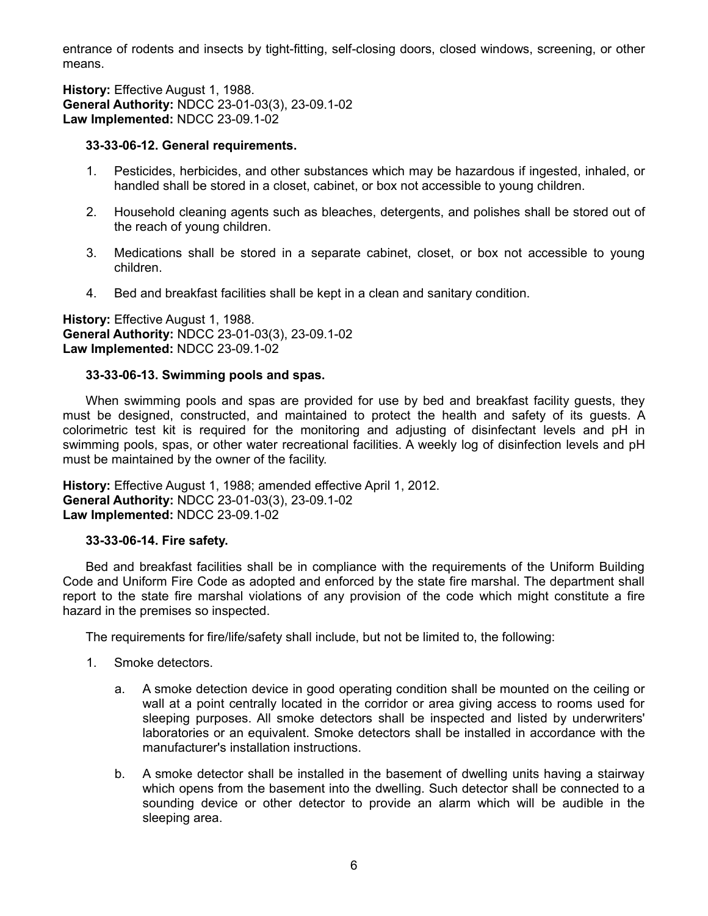entrance of rodents and insects by tight-fitting, self-closing doors, closed windows, screening, or other means.

**History:** Effective August 1, 1988.
**General Authority:** NDCC 23-01-03(3), 23-09.1-02
**Law Implemented:** NDCC 23-09.1-02

**33-33-06-12. General requirements.**

1. Pesticides, herbicides, and other substances which may be hazardous if ingested, inhaled, or handled shall be stored in a closet, cabinet, or box not accessible to young children.

2. Household cleaning agents such as bleaches, detergents, and polishes shall be stored out of the reach of young children.

3. Medications shall be stored in a separate cabinet, closet, or box not accessible to young children.

4. Bed and breakfast facilities shall be kept in a clean and sanitary condition.

**History:** Effective August 1, 1988.
**General Authority:** NDCC 23-01-03(3), 23-09.1-02
**Law Implemented:** NDCC 23-09.1-02

**33-33-06-13. Swimming pools and spas.**

When swimming pools and spas are provided for use by bed and breakfast facility guests, they must be designed, constructed, and maintained to protect the health and safety of its guests. A colorimetric test kit is required for the monitoring and adjusting of disinfectant levels and pH in swimming pools, spas, or other water recreational facilities. A weekly log of disinfection levels and pH must be maintained by the owner of the facility.

**History:** Effective August 1, 1988; amended effective April 1, 2012.
**General Authority:** NDCC 23-01-03(3), 23-09.1-02
**Law Implemented:** NDCC 23-09.1-02

**33-33-06-14. Fire safety.**

Bed and breakfast facilities shall be in compliance with the requirements of the Uniform Building Code and Uniform Fire Code as adopted and enforced by the state fire marshal. The department shall report to the state fire marshal violations of any provision of the code which might constitute a fire hazard in the premises so inspected.

The requirements for fire/life/safety shall include, but not be limited to, the following:

1. Smoke detectors.

    a. A smoke detection device in good operating condition shall be mounted on the ceiling or wall at a point centrally located in the corridor or area giving access to rooms used for sleeping purposes. All smoke detectors shall be inspected and listed by underwriters' laboratories or an equivalent. Smoke detectors shall be installed in accordance with the manufacturer's installation instructions.

    b. A smoke detector shall be installed in the basement of dwelling units having a stairway which opens from the basement into the dwelling. Such detector shall be connected to a sounding device or other detector to provide an alarm which will be audible in the sleeping area.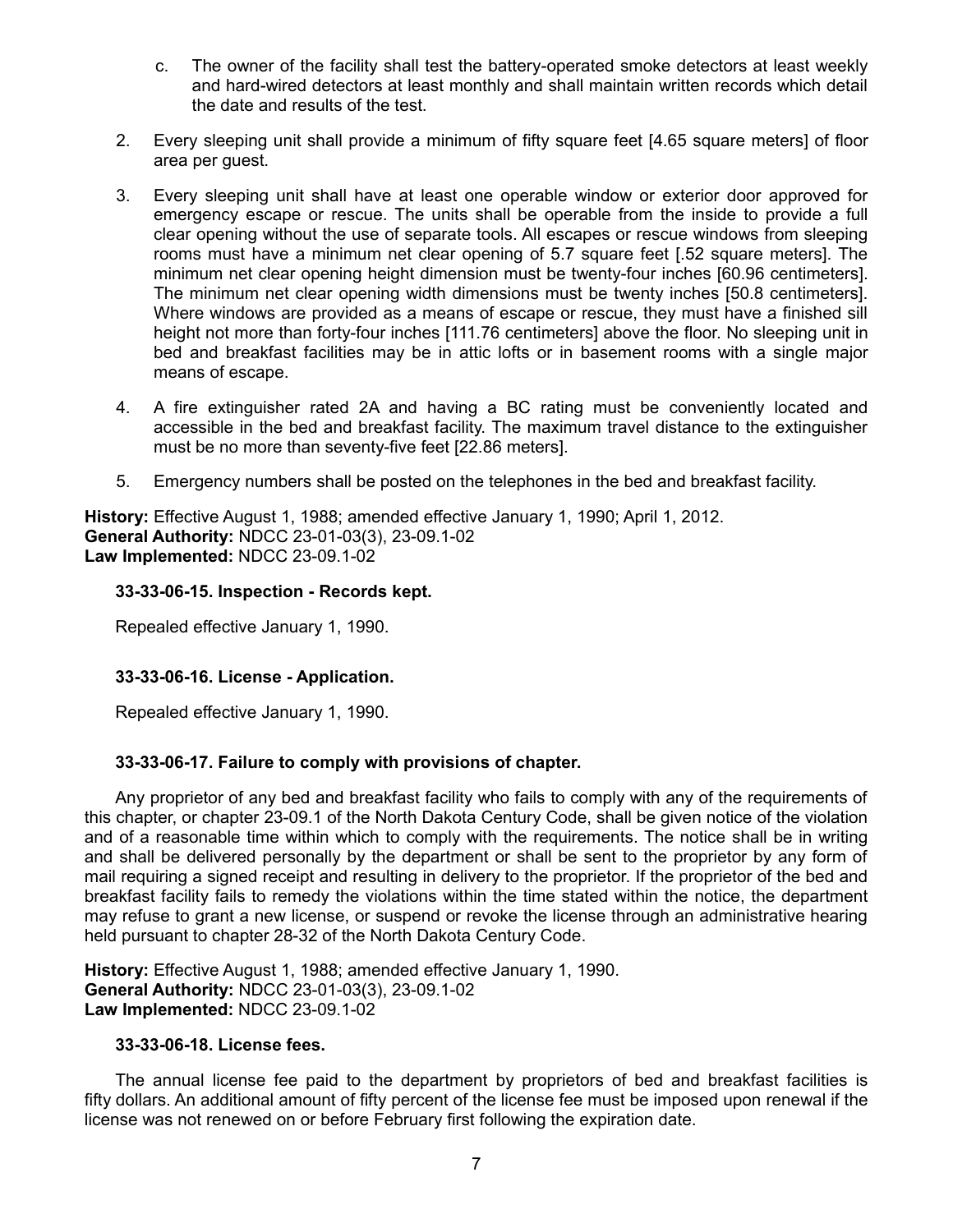c. The owner of the facility shall test the battery-operated smoke detectors at least weekly and hard-wired detectors at least monthly and shall maintain written records which detail the date and results of the test.

2. Every sleeping unit shall provide a minimum of fifty square feet [4.65 square meters] of floor area per guest.

3. Every sleeping unit shall have at least one operable window or exterior door approved for emergency escape or rescue. The units shall be operable from the inside to provide a full clear opening without the use of separate tools. All escapes or rescue windows from sleeping rooms must have a minimum net clear opening of 5.7 square feet [.52 square meters]. The minimum net clear opening height dimension must be twenty-four inches [60.96 centimeters]. The minimum net clear opening width dimensions must be twenty inches [50.8 centimeters]. Where windows are provided as a means of escape or rescue, they must have a finished sill height not more than forty-four inches [111.76 centimeters] above the floor. No sleeping unit in bed and breakfast facilities may be in attic lofts or in basement rooms with a single major means of escape.

4. A fire extinguisher rated 2A and having a BC rating must be conveniently located and accessible in the bed and breakfast facility. The maximum travel distance to the extinguisher must be no more than seventy-five feet [22.86 meters].

5. Emergency numbers shall be posted on the telephones in the bed and breakfast facility.

**History:** Effective August 1, 1988; amended effective January 1, 1990; April 1, 2012.
**General Authority:** NDCC 23-01-03(3), 23-09.1-02
**Law Implemented:** NDCC 23-09.1-02

**33-33-06-15. Inspection - Records kept.**

Repealed effective January 1, 1990.

**33-33-06-16. License - Application.**

Repealed effective January 1, 1990.

**33-33-06-17. Failure to comply with provisions of chapter.**

Any proprietor of any bed and breakfast facility who fails to comply with any of the requirements of this chapter, or chapter 23-09.1 of the North Dakota Century Code, shall be given notice of the violation and of a reasonable time within which to comply with the requirements. The notice shall be in writing and shall be delivered personally by the department or shall be sent to the proprietor by any form of mail requiring a signed receipt and resulting in delivery to the proprietor. If the proprietor of the bed and breakfast facility fails to remedy the violations within the time stated within the notice, the department may refuse to grant a new license, or suspend or revoke the license through an administrative hearing held pursuant to chapter 28-32 of the North Dakota Century Code.

**History:** Effective August 1, 1988; amended effective January 1, 1990.
**General Authority:** NDCC 23-01-03(3), 23-09.1-02
**Law Implemented:** NDCC 23-09.1-02

**33-33-06-18. License fees.**

The annual license fee paid to the department by proprietors of bed and breakfast facilities is fifty dollars. An additional amount of fifty percent of the license fee must be imposed upon renewal if the license was not renewed on or before February first following the expiration date.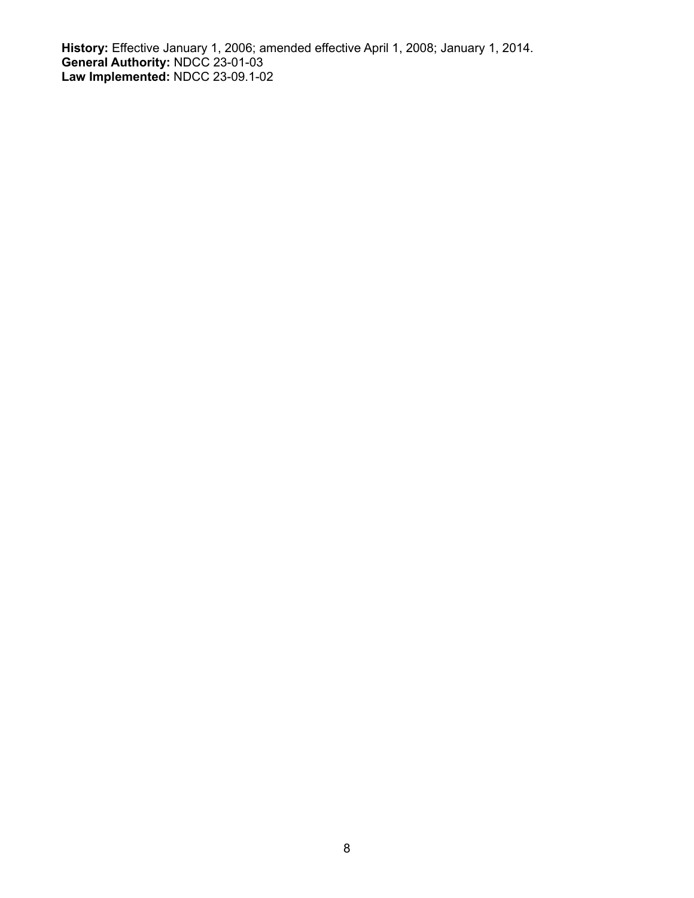**History:** Effective January 1, 2006; amended effective April 1, 2008; January 1, 2014.
**General Authority:** NDCC 23-01-03
**Law Implemented:** NDCC 23-09.1-02